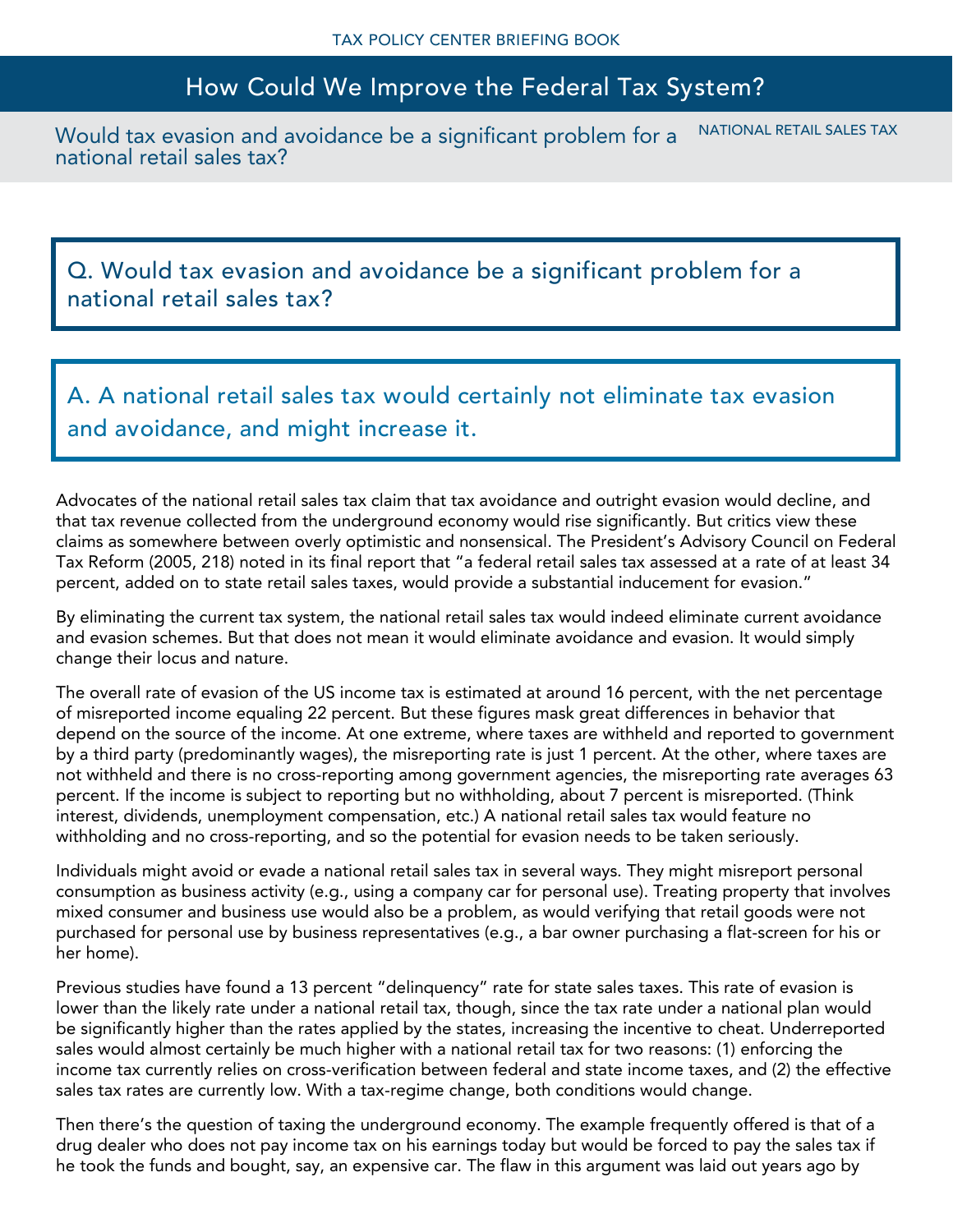# How Could We Improve the Federal Tax System?

## Would tax evasion and avoidance be a significant problem for a national retail sales tax?

NATIONAL RETAIL SALES TAX

### Q. Would tax evasion and avoidance be a significant problem for a national retail sales tax?

### A. A national retail sales tax would certainly not eliminate tax evasion and avoidance, and might increase it.

Advocates of the national retail sales tax claim that tax avoidance and outright evasion would decline, and that tax revenue collected from the underground economy would rise significantly. But critics view these claims as somewhere between overly optimistic and nonsensical. The President's Advisory Council on Federal Tax Reform (2005, 218) noted in its final report that "a federal retail sales tax assessed at a rate of at least 34 percent, added on to state retail sales taxes, would provide a substantial inducement for evasion."

By eliminating the current tax system, the national retail sales tax would indeed eliminate current avoidance and evasion schemes. But that does not mean it would eliminate avoidance and evasion. It would simply change their locus and nature.

The overall rate of evasion of the US income tax is estimated at around 16 percent, with the net percentage of misreported income equaling 22 percent. But these figures mask great differences in behavior that depend on the source of the income. At one extreme, where taxes are withheld and reported to government by a third party (predominantly wages), the misreporting rate is just 1 percent. At the other, where taxes are not withheld and there is no cross-reporting among government agencies, the misreporting rate averages 63 percent. If the income is subject to reporting but no withholding, about 7 percent is misreported. (Think interest, dividends, unemployment compensation, etc.) A national retail sales tax would feature no withholding and no cross-reporting, and so the potential for evasion needs to be taken seriously.

Individuals might avoid or evade a national retail sales tax in several ways. They might misreport personal consumption as business activity (e.g., using a company car for personal use). Treating property that involves mixed consumer and business use would also be a problem, as would verifying that retail goods were not purchased for personal use by business representatives (e.g., a bar owner purchasing a flat-screen for his or her home).

Previous studies have found a 13 percent "delinquency" rate for state sales taxes. This rate of evasion is lower than the likely rate under a national retail tax, though, since the tax rate under a national plan would be significantly higher than the rates applied by the states, increasing the incentive to cheat. Underreported sales would almost certainly be much higher with a national retail tax for two reasons: (1) enforcing the income tax currently relies on cross-verification between federal and state income taxes, and (2) the effective sales tax rates are currently low. With a tax-regime change, both conditions would change.

Then there's the question of taxing the underground economy. The example frequently offered is that of a drug dealer who does not pay income tax on his earnings today but would be forced to pay the sales tax if he took the funds and bought, say, an expensive car. The flaw in this argument was laid out years ago by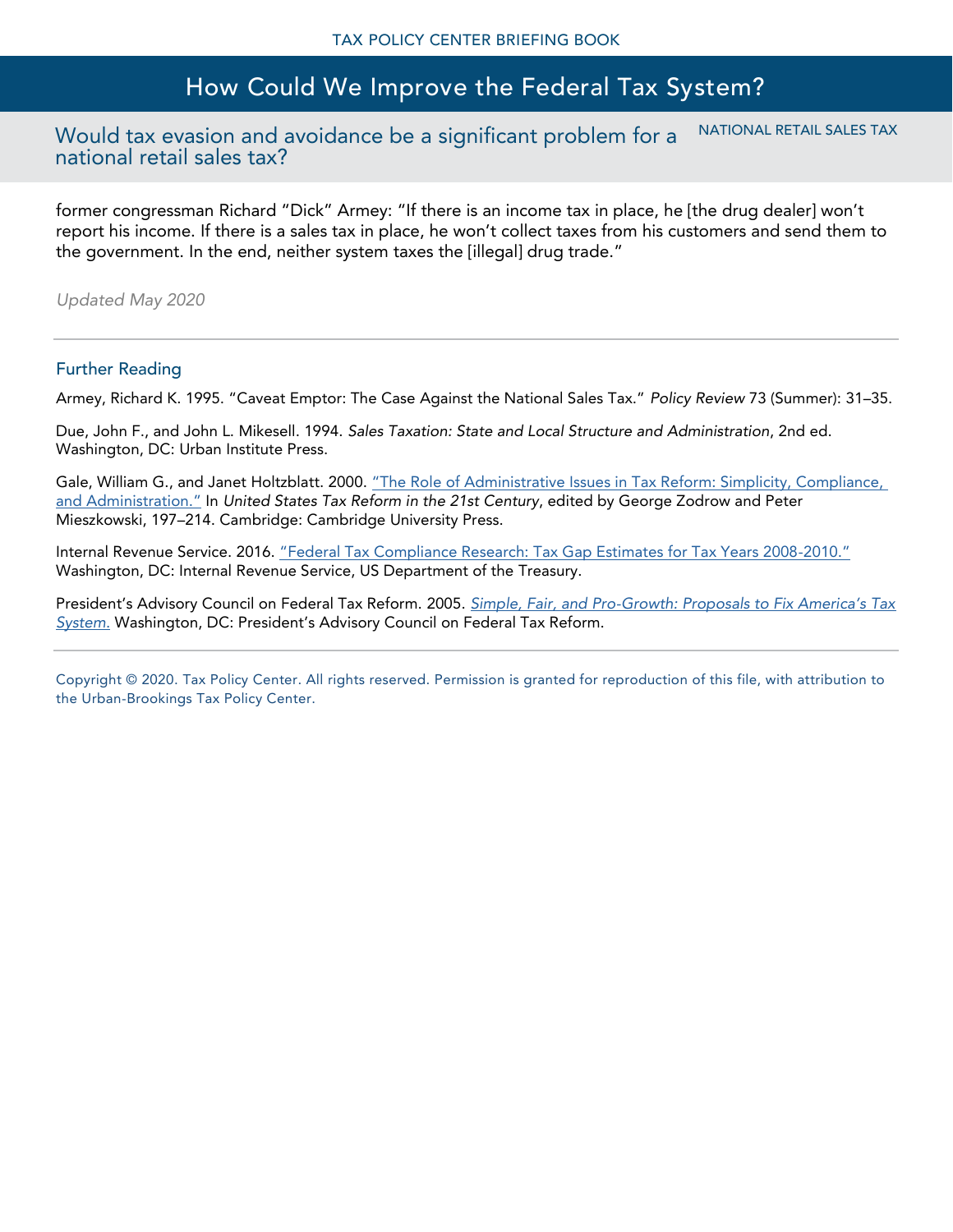former congressman Richard "Dick" Armey: "If there is an income tax in place, he [the drug dealer] won't report his income. If there is a sales tax in place, he won't collect taxes from his customers and send them to the government. In the end, neither system taxes the [illegal] drug trade."

*Updated May 2020*

---

## Further Reading

Armey, Richard K. 1995. "Caveat Emptor: The Case Against the National Sales Tax." *Policy Review* 73 (Summer): 31–35.

Due, John F., and John L. Mikesell. 1994. *Sales Taxation: State and Local Structure and Administration*, 2nd ed. Washington, DC: Urban Institute Press.

Gale, William G., and Janet Holtzblatt. 2000. "The Role of Administrative Issues in Tax Reform: Simplicity, Compliance, and Administration." In *United States Tax Reform in the 21st Century*, edited by George Zodrow and Peter Mieszkowski, 197–214. Cambridge: Cambridge University Press.

Internal Revenue Service. 2016. "Federal Tax Compliance Research: Tax Gap Estimates for Tax Years 2008-2010." Washington, DC: Internal Revenue Service, US Department of the Treasury.

President's Advisory Council on Federal Tax Reform. 2005. *Simple, Fair, and Pro-Growth: Proposals to Fix America's Tax System.* Washington, DC: President's Advisory Council on Federal Tax Reform.

---

Copyright © 2020. Tax Policy Center. All rights reserved. Permission is granted for reproduction of this file, with attribution to the Urban-Brookings Tax Policy Center.